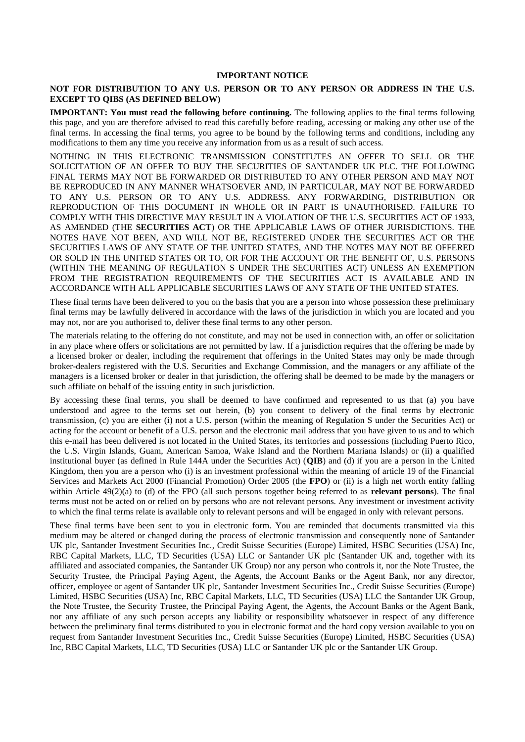**IMPORTANT NOTICE**

**NOT FOR DISTRIBUTION TO ANY U.S. PERSON OR TO ANY PERSON OR ADDRESS IN THE U.S. EXCEPT TO QIBS (AS DEFINED BELOW)**

**IMPORTANT: You must read the following before continuing.** The following applies to the final terms following this page, and you are therefore advised to read this carefully before reading, accessing or making any other use of the final terms. In accessing the final terms, you agree to be bound by the following terms and conditions, including any modifications to them any time you receive any information from us as a result of such access.

NOTHING IN THIS ELECTRONIC TRANSMISSION CONSTITUTES AN OFFER TO SELL OR THE SOLICITATION OF AN OFFER TO BUY THE SECURITIES OF SANTANDER UK PLC. THE FOLLOWING FINAL TERMS MAY NOT BE FORWARDED OR DISTRIBUTED TO ANY OTHER PERSON AND MAY NOT BE REPRODUCED IN ANY MANNER WHATSOEVER AND, IN PARTICULAR, MAY NOT BE FORWARDED TO ANY U.S. PERSON OR TO ANY U.S. ADDRESS. ANY FORWARDING, DISTRIBUTION OR REPRODUCTION OF THIS DOCUMENT IN WHOLE OR IN PART IS UNAUTHORISED. FAILURE TO COMPLY WITH THIS DIRECTIVE MAY RESULT IN A VIOLATION OF THE U.S. SECURITIES ACT OF 1933, AS AMENDED (THE **SECURITIES ACT**) OR THE APPLICABLE LAWS OF OTHER JURISDICTIONS. THE NOTES HAVE NOT BEEN, AND WILL NOT BE, REGISTERED UNDER THE SECURITIES ACT OR THE SECURITIES LAWS OF ANY STATE OF THE UNITED STATES, AND THE NOTES MAY NOT BE OFFERED OR SOLD IN THE UNITED STATES OR TO, OR FOR THE ACCOUNT OR THE BENEFIT OF, U.S. PERSONS (WITHIN THE MEANING OF REGULATION S UNDER THE SECURITIES ACT) UNLESS AN EXEMPTION FROM THE REGISTRATION REQUIREMENTS OF THE SECURITIES ACT IS AVAILABLE AND IN ACCORDANCE WITH ALL APPLICABLE SECURITIES LAWS OF ANY STATE OF THE UNITED STATES.

These final terms have been delivered to you on the basis that you are a person into whose possession these preliminary final terms may be lawfully delivered in accordance with the laws of the jurisdiction in which you are located and you may not, nor are you authorised to, deliver these final terms to any other person.

The materials relating to the offering do not constitute, and may not be used in connection with, an offer or solicitation in any place where offers or solicitations are not permitted by law. If a jurisdiction requires that the offering be made by a licensed broker or dealer, including the requirement that offerings in the United States may only be made through broker-dealers registered with the U.S. Securities and Exchange Commission, and the managers or any affiliate of the managers is a licensed broker or dealer in that jurisdiction, the offering shall be deemed to be made by the managers or such affiliate on behalf of the issuing entity in such jurisdiction.

By accessing these final terms, you shall be deemed to have confirmed and represented to us that (a) you have understood and agree to the terms set out herein, (b) you consent to delivery of the final terms by electronic transmission, (c) you are either (i) not a U.S. person (within the meaning of Regulation S under the Securities Act) or acting for the account or benefit of a U.S. person and the electronic mail address that you have given to us and to which this e-mail has been delivered is not located in the United States, its territories and possessions (including Puerto Rico, the U.S. Virgin Islands, Guam, American Samoa, Wake Island and the Northern Mariana Islands) or (ii) a qualified institutional buyer (as defined in Rule 144A under the Securities Act) (**QIB**) and (d) if you are a person in the United Kingdom, then you are a person who (i) is an investment professional within the meaning of article 19 of the Financial Services and Markets Act 2000 (Financial Promotion) Order 2005 (the **FPO**) or (ii) is a high net worth entity falling within Article 49(2)(a) to (d) of the FPO (all such persons together being referred to as **relevant persons**). The final terms must not be acted on or relied on by persons who are not relevant persons. Any investment or investment activity to which the final terms relate is available only to relevant persons and will be engaged in only with relevant persons.

These final terms have been sent to you in electronic form. You are reminded that documents transmitted via this medium may be altered or changed during the process of electronic transmission and consequently none of Santander UK plc, Santander Investment Securities Inc., Credit Suisse Securities (Europe) Limited, HSBC Securities (USA) Inc, RBC Capital Markets, LLC, TD Securities (USA) LLC or Santander UK plc (Santander UK and, together with its affiliated and associated companies, the Santander UK Group) nor any person who controls it, nor the Note Trustee, the Security Trustee, the Principal Paying Agent, the Agents, the Account Banks or the Agent Bank, nor any director, officer, employee or agent of Santander UK plc, Santander Investment Securities Inc., Credit Suisse Securities (Europe) Limited, HSBC Securities (USA) Inc, RBC Capital Markets, LLC, TD Securities (USA) LLC the Santander UK Group, the Note Trustee, the Security Trustee, the Principal Paying Agent, the Agents, the Account Banks or the Agent Bank, nor any affiliate of any such person accepts any liability or responsibility whatsoever in respect of any difference between the preliminary final terms distributed to you in electronic format and the hard copy version available to you on request from Santander Investment Securities Inc., Credit Suisse Securities (Europe) Limited, HSBC Securities (USA) Inc, RBC Capital Markets, LLC, TD Securities (USA) LLC or Santander UK plc or the Santander UK Group.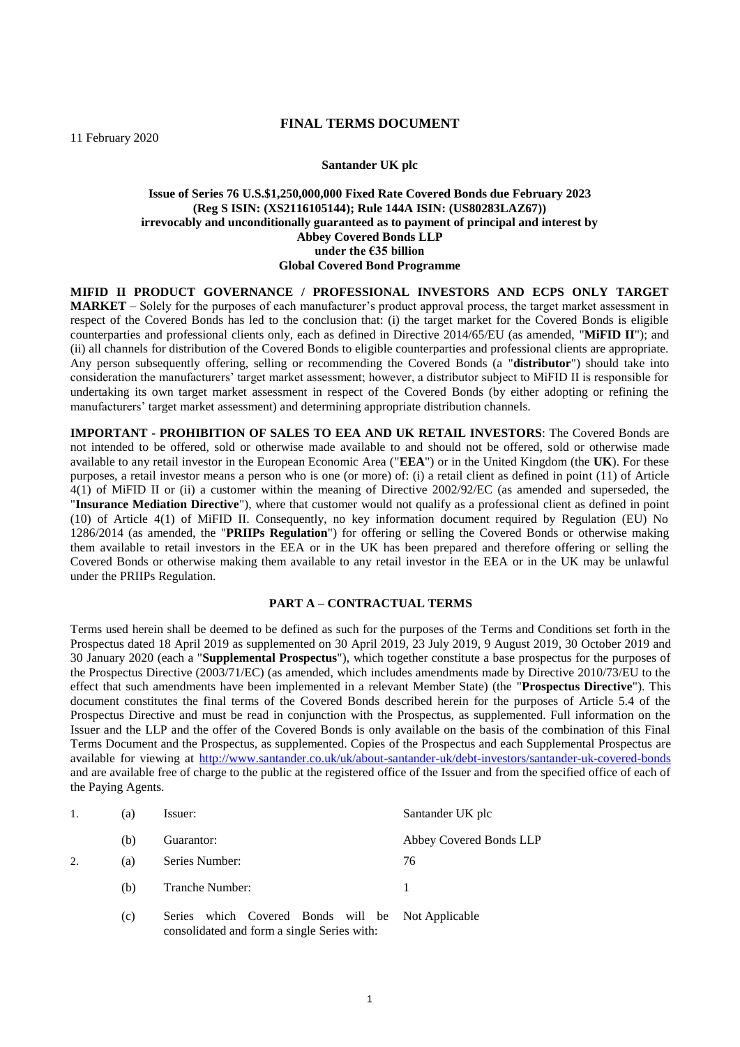11 February 2020

## FINAL TERMS DOCUMENT

**Santander UK plc**

**Issue of Series 76 U.S.$1,250,000,000 Fixed Rate Covered Bonds due February 2023**
**(Reg S ISIN: (XS2116105144); Rule 144A ISIN: (US80283LAZ67))**
**irrevocably and unconditionally guaranteed as to payment of principal and interest by**
**Abbey Covered Bonds LLP**
**under the €35 billion**
**Global Covered Bond Programme**

**MIFID II PRODUCT GOVERNANCE / PROFESSIONAL INVESTORS AND ECPS ONLY TARGET MARKET** – Solely for the purposes of each manufacturer's product approval process, the target market assessment in respect of the Covered Bonds has led to the conclusion that: (i) the target market for the Covered Bonds is eligible counterparties and professional clients only, each as defined in Directive 2014/65/EU (as amended, "**MiFID II**"); and (ii) all channels for distribution of the Covered Bonds to eligible counterparties and professional clients are appropriate. Any person subsequently offering, selling or recommending the Covered Bonds (a "**distributor**") should take into consideration the manufacturers' target market assessment; however, a distributor subject to MiFID II is responsible for undertaking its own target market assessment in respect of the Covered Bonds (by either adopting or refining the manufacturers' target market assessment) and determining appropriate distribution channels.

**IMPORTANT - PROHIBITION OF SALES TO EEA AND UK RETAIL INVESTORS**: The Covered Bonds are not intended to be offered, sold or otherwise made available to and should not be offered, sold or otherwise made available to any retail investor in the European Economic Area ("**EEA**") or in the United Kingdom (the **UK**). For these purposes, a retail investor means a person who is one (or more) of: (i) a retail client as defined in point (11) of Article 4(1) of MiFID II or (ii) a customer within the meaning of Directive 2002/92/EC (as amended and superseded, the "**Insurance Mediation Directive**"), where that customer would not qualify as a professional client as defined in point (10) of Article 4(1) of MiFID II. Consequently, no key information document required by Regulation (EU) No 1286/2014 (as amended, the "**PRIIPs Regulation**") for offering or selling the Covered Bonds or otherwise making them available to retail investors in the EEA or in the UK has been prepared and therefore offering or selling the Covered Bonds or otherwise making them available to any retail investor in the EEA or in the UK may be unlawful under the PRIIPs Regulation.

### PART A – CONTRACTUAL TERMS

Terms used herein shall be deemed to be defined as such for the purposes of the Terms and Conditions set forth in the Prospectus dated 18 April 2019 as supplemented on 30 April 2019, 23 July 2019, 9 August 2019, 30 October 2019 and 30 January 2020 (each a "**Supplemental Prospectus**"), which together constitute a base prospectus for the purposes of the Prospectus Directive (2003/71/EC) (as amended, which includes amendments made by Directive 2010/73/EU to the effect that such amendments have been implemented in a relevant Member State) (the "**Prospectus Directive**"). This document constitutes the final terms of the Covered Bonds described herein for the purposes of Article 5.4 of the Prospectus Directive and must be read in conjunction with the Prospectus, as supplemented. Full information on the Issuer and the LLP and the offer of the Covered Bonds is only available on the basis of the combination of this Final Terms Document and the Prospectus, as supplemented. Copies of the Prospectus and each Supplemental Prospectus are available for viewing at http://www.santander.co.uk/uk/about-santander-uk/debt-investors/santander-uk-covered-bonds and are available free of charge to the public at the registered office of the Issuer and from the specified office of each of the Paying Agents.

| | | | |
|---|---|---|---|
| 1. | (a) | Issuer: | Santander UK plc |
| | (b) | Guarantor: | Abbey Covered Bonds LLP |
| 2. | (a) | Series Number: | 76 |
| | (b) | Tranche Number: | 1 |
| | (c) | Series which Covered Bonds will be consolidated and form a single Series with: | Not Applicable |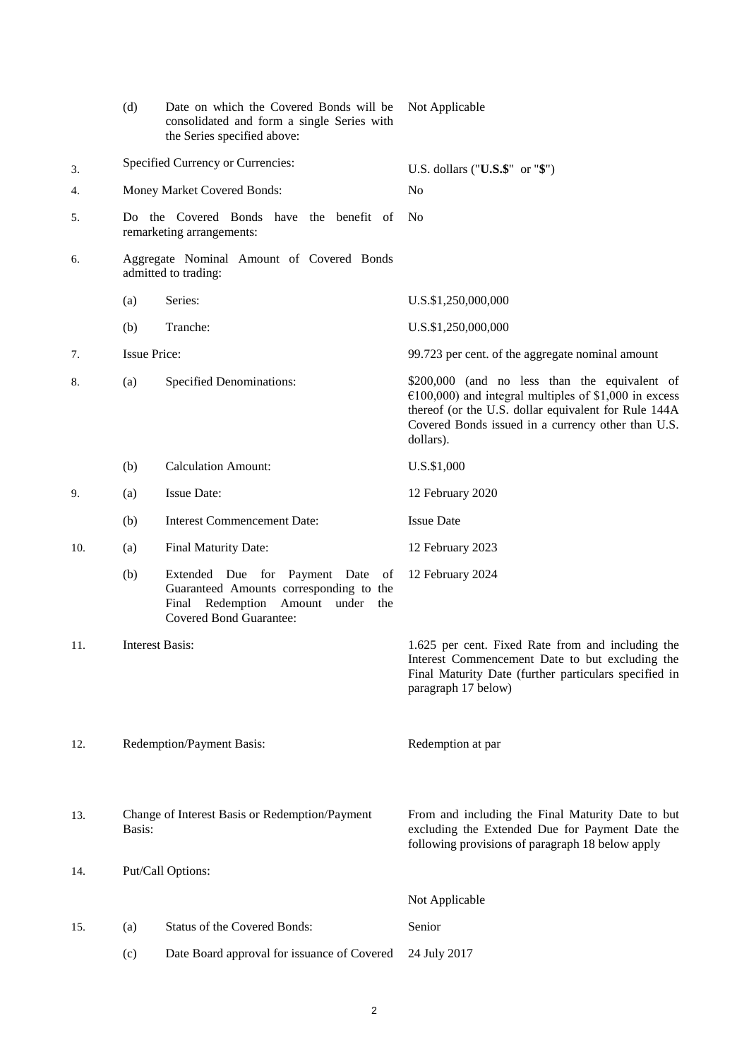| | | | |
|---|---|---|---|
| | (d) | Date on which the Covered Bonds will be consolidated and form a single Series with the Series specified above: | Not Applicable |
| 3. | Specified Currency or Currencies: | | U.S. dollars ("**U.S.$**" or "**$**") |
| 4. | Money Market Covered Bonds: | | No |
| 5. | Do the Covered Bonds have the benefit of remarketing arrangements: | | No |
| 6. | Aggregate Nominal Amount of Covered Bonds admitted to trading: | | |
| | (a) | Series: | U.S.$1,250,000,000 |
| | (b) | Tranche: | U.S.$1,250,000,000 |
| 7. | Issue Price: | | 99.723 per cent. of the aggregate nominal amount |
| 8. | (a) | Specified Denominations: | $200,000 (and no less than the equivalent of €100,000) and integral multiples of $1,000 in excess thereof (or the U.S. dollar equivalent for Rule 144A Covered Bonds issued in a currency other than U.S. dollars). |
| | (b) | Calculation Amount: | U.S.$1,000 |
| 9. | (a) | Issue Date: | 12 February 2020 |
| | (b) | Interest Commencement Date: | Issue Date |
| 10. | (a) | Final Maturity Date: | 12 February 2023 |
| | (b) | Extended Due for Payment Date of Guaranteed Amounts corresponding to the Final Redemption Amount under the Covered Bond Guarantee: | 12 February 2024 |
| 11. | Interest Basis: | | 1.625 per cent. Fixed Rate from and including the Interest Commencement Date to but excluding the Final Maturity Date (further particulars specified in paragraph 17 below) |
| 12. | Redemption/Payment Basis: | | Redemption at par |
| 13. | Change of Interest Basis or Redemption/Payment Basis: | | From and including the Final Maturity Date to but excluding the Extended Due for Payment Date the following provisions of paragraph 18 below apply |
| 14. | Put/Call Options: | | Not Applicable |
| 15. | (a) | Status of the Covered Bonds: | Senior |
| | (c) | Date Board approval for issuance of Covered | 24 July 2017 |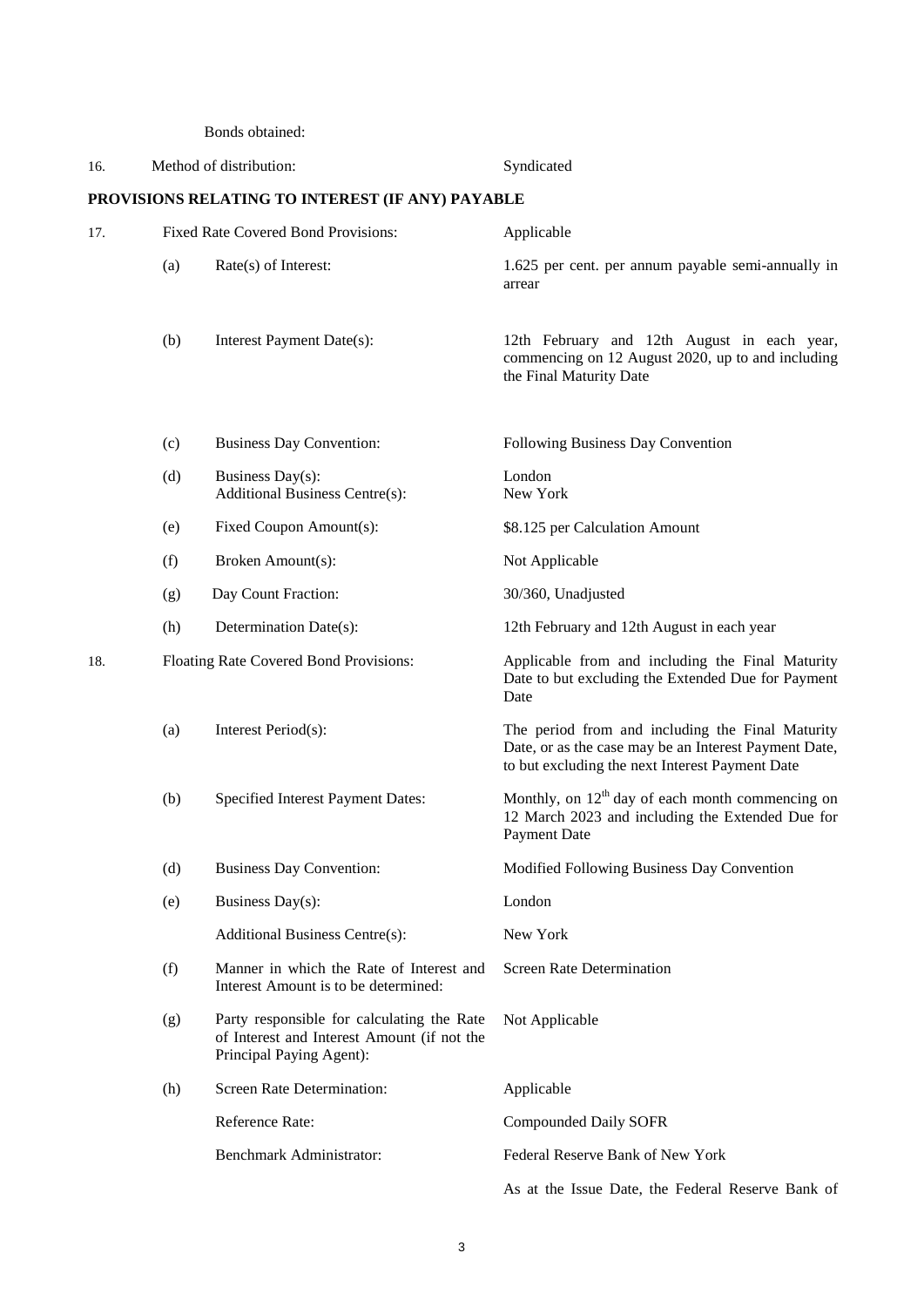Bonds obtained:

| | | | |
|---|---|---|---|
| 16. | Method of distribution: | | Syndicated |

**PROVISIONS RELATING TO INTEREST (IF ANY) PAYABLE**

| | | | |
|---|---|---|---|
| 17. | Fixed Rate Covered Bond Provisions: | | Applicable |
| | (a) | Rate(s) of Interest: | 1.625 per cent. per annum payable semi-annually in arrear |
| | (b) | Interest Payment Date(s): | 12th February and 12th August in each year, commencing on 12 August 2020, up to and including the Final Maturity Date |
| | (c) | Business Day Convention: | Following Business Day Convention |
| | (d) | Business Day(s): Additional Business Centre(s): | London New York |
| | (e) | Fixed Coupon Amount(s): | $8.125 per Calculation Amount |
| | (f) | Broken Amount(s): | Not Applicable |
| | (g) | Day Count Fraction: | 30/360, Unadjusted |
| | (h) | Determination Date(s): | 12th February and 12th August in each year |
| 18. | Floating Rate Covered Bond Provisions: | | Applicable from and including the Final Maturity Date to but excluding the Extended Due for Payment Date |
| | (a) | Interest Period(s): | The period from and including the Final Maturity Date, or as the case may be an Interest Payment Date, to but excluding the next Interest Payment Date |
| | (b) | Specified Interest Payment Dates: | Monthly, on 12th day of each month commencing on 12 March 2023 and including the Extended Due for Payment Date |
| | (d) | Business Day Convention: | Modified Following Business Day Convention |
| | (e) | Business Day(s): | London |
| | | Additional Business Centre(s): | New York |
| | (f) | Manner in which the Rate of Interest and Interest Amount is to be determined: | Screen Rate Determination |
| | (g) | Party responsible for calculating the Rate of Interest and Interest Amount (if not the Principal Paying Agent): | Not Applicable |
| | (h) | Screen Rate Determination: | Applicable |
| | | Reference Rate: | Compounded Daily SOFR |
| | | Benchmark Administrator: | Federal Reserve Bank of New York |
| | | | As at the Issue Date, the Federal Reserve Bank of |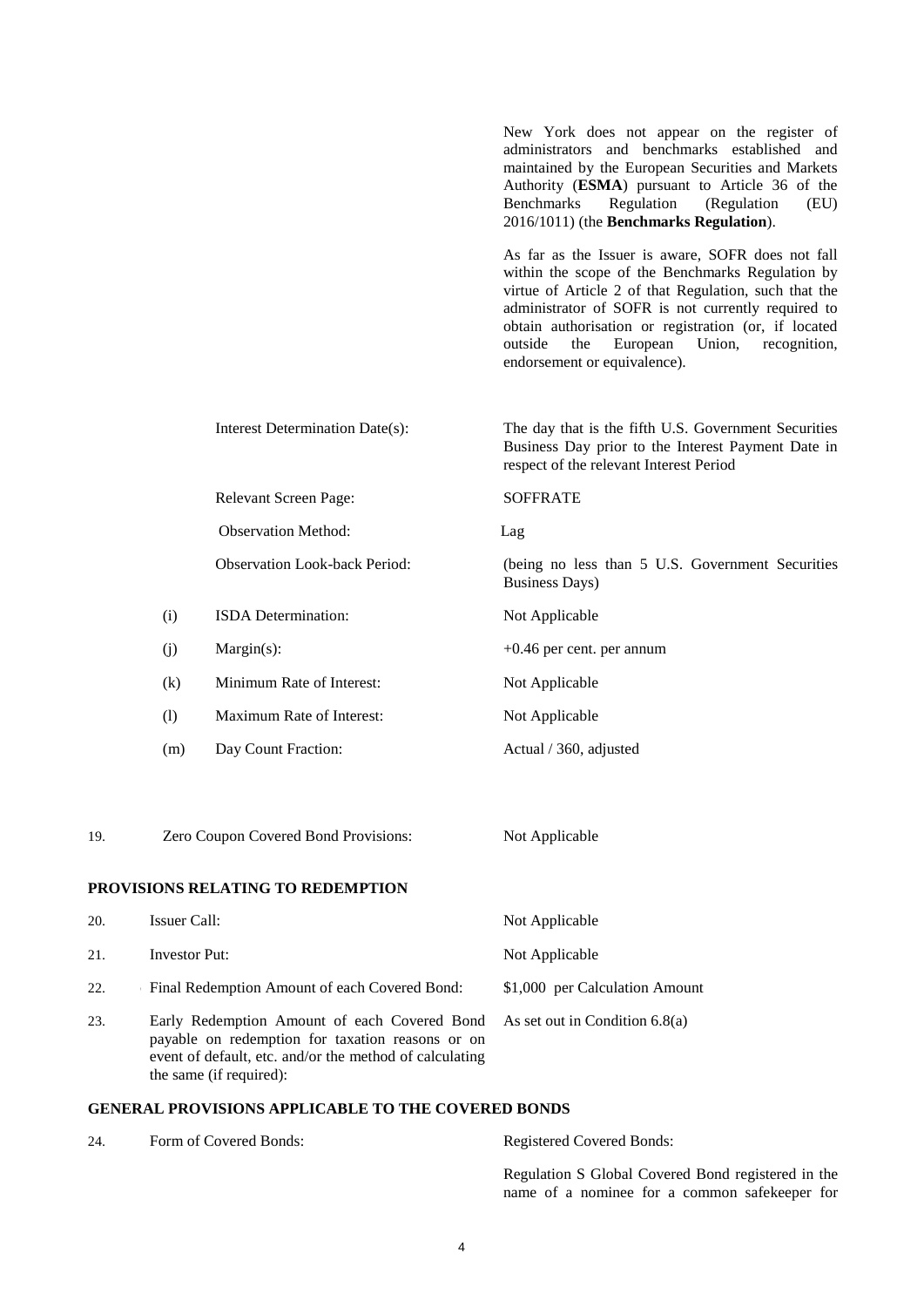|  |  |  |
|---|---|---|
|  |  | New York does not appear on the register of administrators and benchmarks established and maintained by the European Securities and Markets Authority (**ESMA**) pursuant to Article 36 of the Benchmarks Regulation (Regulation (EU) 2016/1011) (the **Benchmarks Regulation**).<br><br>As far as the Issuer is aware, SOFR does not fall within the scope of the Benchmarks Regulation by virtue of Article 2 of that Regulation, such that the administrator of SOFR is not currently required to obtain authorisation or registration (or, if located outside the European Union, recognition, endorsement or equivalence). |
|  | Interest Determination Date(s): | The day that is the fifth U.S. Government Securities Business Day prior to the Interest Payment Date in respect of the relevant Interest Period |
|  | Relevant Screen Page: | SOFFRATE |
|  | Observation Method: | Lag |
|  | Observation Look-back Period: | (being no less than 5 U.S. Government Securities Business Days) |
| (i) | ISDA Determination: | Not Applicable |
| (j) | Margin(s): | +0.46 per cent. per annum |
| (k) | Minimum Rate of Interest: | Not Applicable |
| (l) | Maximum Rate of Interest: | Not Applicable |
| (m) | Day Count Fraction: | Actual / 360, adjusted |

| | | |
|---|---|---|
| 19. | Zero Coupon Covered Bond Provisions: | Not Applicable |

## PROVISIONS RELATING TO REDEMPTION

| | | |
|---|---|---|
| 20. | Issuer Call: | Not Applicable |
| 21. | Investor Put: | Not Applicable |
| 22. | Final Redemption Amount of each Covered Bond: | $1,000 per Calculation Amount |
| 23. | Early Redemption Amount of each Covered Bond payable on redemption for taxation reasons or on event of default, etc. and/or the method of calculating the same (if required): | As set out in Condition 6.8(a) |

## GENERAL PROVISIONS APPLICABLE TO THE COVERED BONDS

| | | |
|---|---|---|
| 24. | Form of Covered Bonds: | Registered Covered Bonds:<br><br>Regulation S Global Covered Bond registered in the name of a nominee for a common safekeeper for |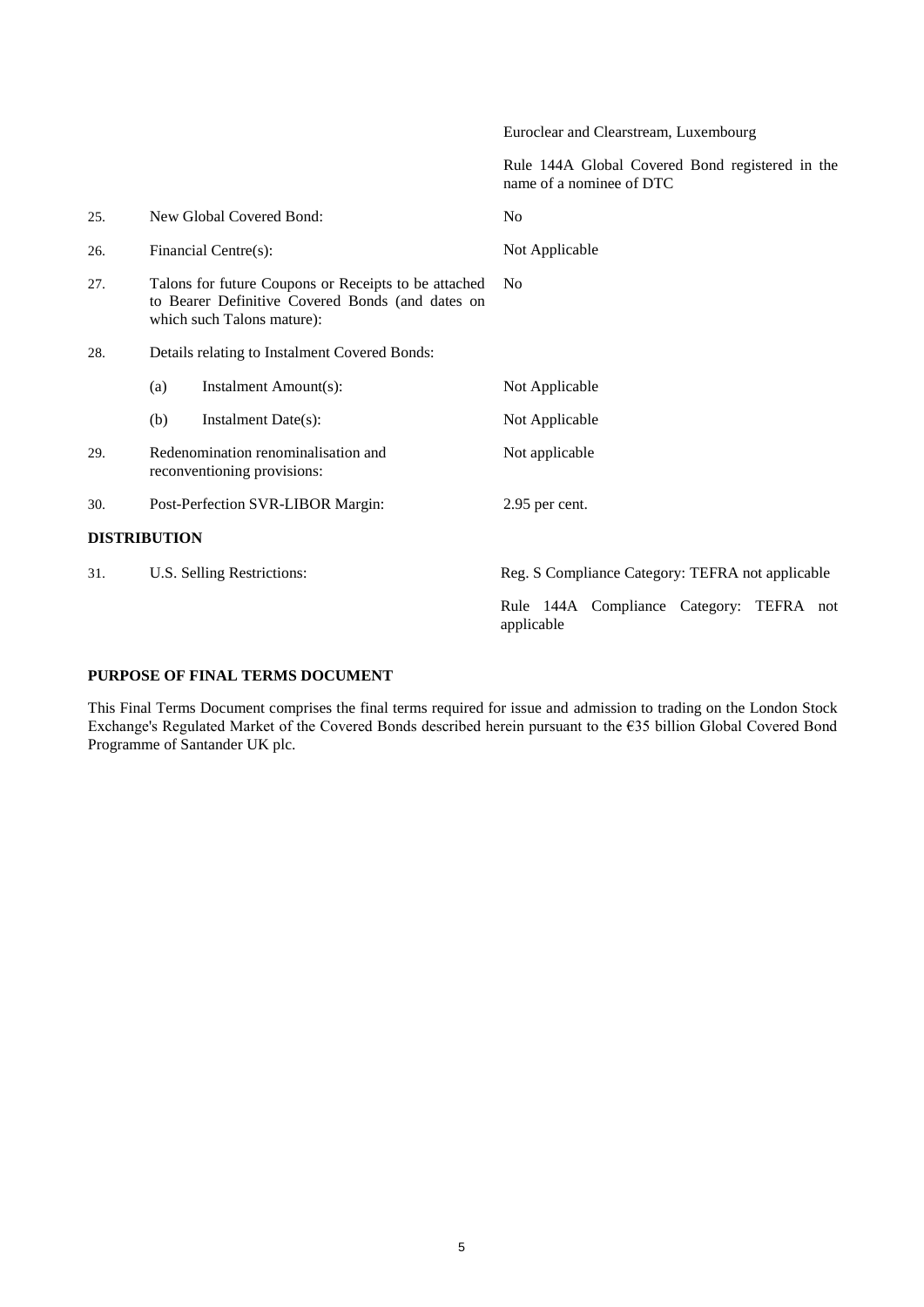| | | |
|---|---|---|
| | | Euroclear and Clearstream, Luxembourg |
| | | Rule 144A Global Covered Bond registered in the name of a nominee of DTC |
| 25. | New Global Covered Bond: | No |
| 26. | Financial Centre(s): | Not Applicable |
| 27. | Talons for future Coupons or Receipts to be attached to Bearer Definitive Covered Bonds (and dates on which such Talons mature): | No |
| 28. | Details relating to Instalment Covered Bonds: | |
| | (a) Instalment Amount(s): | Not Applicable |
| | (b) Instalment Date(s): | Not Applicable |
| 29. | Redenomination renominalisation and reconventioning provisions: | Not applicable |
| 30. | Post-Perfection SVR-LIBOR Margin: | 2.95 per cent. |

**DISTRIBUTION**

| | | |
|---|---|---|
| 31. | U.S. Selling Restrictions: | Reg. S Compliance Category: TEFRA not applicable |
| | | Rule 144A Compliance Category: TEFRA not applicable |

**PURPOSE OF FINAL TERMS DOCUMENT**

This Final Terms Document comprises the final terms required for issue and admission to trading on the London Stock Exchange's Regulated Market of the Covered Bonds described herein pursuant to the €35 billion Global Covered Bond Programme of Santander UK plc.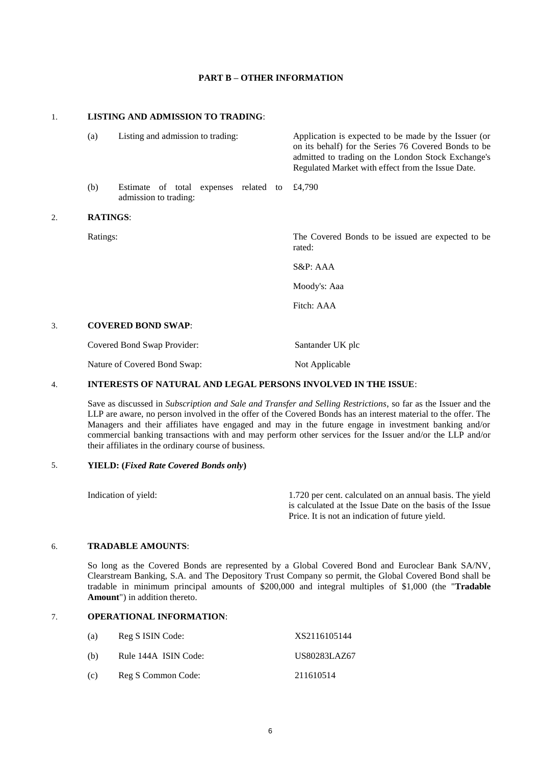## PART B – OTHER INFORMATION

1. **LISTING AND ADMISSION TO TRADING**:

| | | |
|---|---|---|
| (a) | Listing and admission to trading: | Application is expected to be made by the Issuer (or on its behalf) for the Series 76 Covered Bonds to be admitted to trading on the London Stock Exchange's Regulated Market with effect from the Issue Date. |
| (b) | Estimate of total expenses related to admission to trading: | £4,790 |

2. **RATINGS**:

| | |
|---|---|
| Ratings: | The Covered Bonds to be issued are expected to be rated:<br><br>S&P: AAA<br><br>Moody's: Aaa<br><br>Fitch: AAA |

3. **COVERED BOND SWAP**:

| | |
|---|---|
| Covered Bond Swap Provider: | Santander UK plc |
| Nature of Covered Bond Swap: | Not Applicable |

4. **INTERESTS OF NATURAL AND LEGAL PERSONS INVOLVED IN THE ISSUE**:

Save as discussed in *Subscription and Sale and Transfer and Selling Restrictions*, so far as the Issuer and the LLP are aware, no person involved in the offer of the Covered Bonds has an interest material to the offer. The Managers and their affiliates have engaged and may in the future engage in investment banking and/or commercial banking transactions with and may perform other services for the Issuer and/or the LLP and/or their affiliates in the ordinary course of business.

5. **YIELD: (*Fixed Rate Covered Bonds only*)**

| | |
|---|---|
| Indication of yield: | 1.720 per cent. calculated on an annual basis. The yield is calculated at the Issue Date on the basis of the Issue Price. It is not an indication of future yield. |

6. **TRADABLE AMOUNTS**:

So long as the Covered Bonds are represented by a Global Covered Bond and Euroclear Bank SA/NV, Clearstream Banking, S.A. and The Depository Trust Company so permit, the Global Covered Bond shall be tradable in minimum principal amounts of $200,000 and integral multiples of $1,000 (the "**Tradable Amount**") in addition thereto.

7. **OPERATIONAL INFORMATION**:

| | | |
|---|---|---|
| (a) | Reg S ISIN Code: | XS2116105144 |
| (b) | Rule 144A ISIN Code: | US80283LAZ67 |
| (c) | Reg S Common Code: | 211610514 |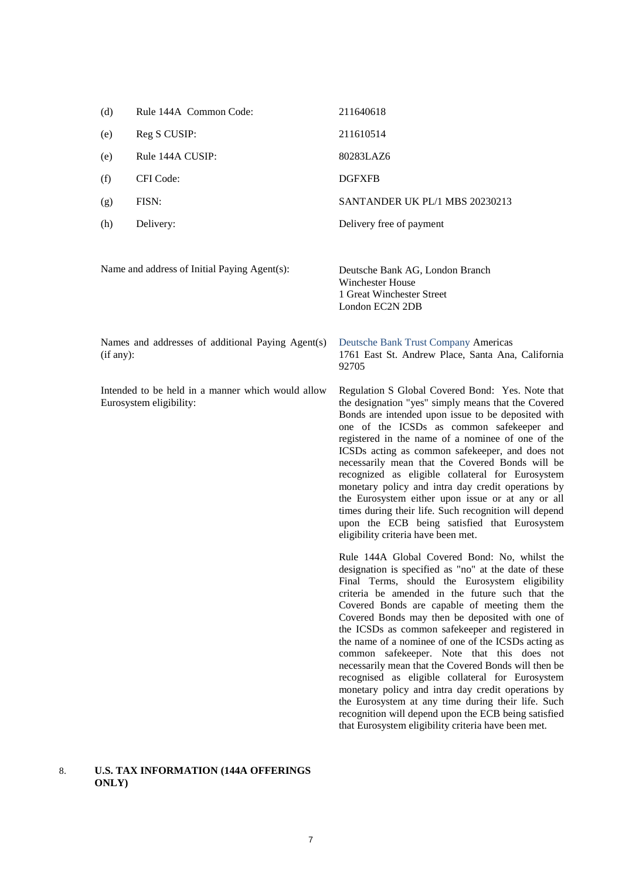| | | |
|---|---|---|
| (d) | Rule 144A Common Code: | 211640618 |
| (e) | Reg S CUSIP: | 211610514 |
| (e) | Rule 144A CUSIP: | 80283LAZ6 |
| (f) | CFI Code: | DGFXFB |
| (g) | FISN: | SANTANDER UK PL/1 MBS 20230213 |
| (h) | Delivery: | Delivery free of payment |

| | |
|---|---|
| Name and address of Initial Paying Agent(s): | Deutsche Bank AG, London Branch<br>Winchester House<br>1 Great Winchester Street<br>London EC2N 2DB |
| Names and addresses of additional Paying Agent(s) (if any): | Deutsche Bank Trust Company Americas<br>1761 East St. Andrew Place, Santa Ana, California 92705 |
| Intended to be held in a manner which would allow Eurosystem eligibility: | Regulation S Global Covered Bond: Yes. Note that the designation "yes" simply means that the Covered Bonds are intended upon issue to be deposited with one of the ICSDs as common safekeeper and registered in the name of a nominee of one of the ICSDs acting as common safekeeper, and does not necessarily mean that the Covered Bonds will be recognized as eligible collateral for Eurosystem monetary policy and intra day credit operations by the Eurosystem either upon issue or at any or all times during their life. Such recognition will depend upon the ECB being satisfied that Eurosystem eligibility criteria have been met.<br><br>Rule 144A Global Covered Bond: No, whilst the designation is specified as "no" at the date of these Final Terms, should the Eurosystem eligibility criteria be amended in the future such that the Covered Bonds are capable of meeting them the Covered Bonds may then be deposited with one of the ICSDs as common safekeeper and registered in the name of a nominee of one of the ICSDs acting as common safekeeper. Note that this does not necessarily mean that the Covered Bonds will then be recognised as eligible collateral for Eurosystem monetary policy and intra day credit operations by the Eurosystem at any time during their life. Such recognition will depend upon the ECB being satisfied that Eurosystem eligibility criteria have been met. |

## 8. U.S. TAX INFORMATION (144A OFFERINGS ONLY)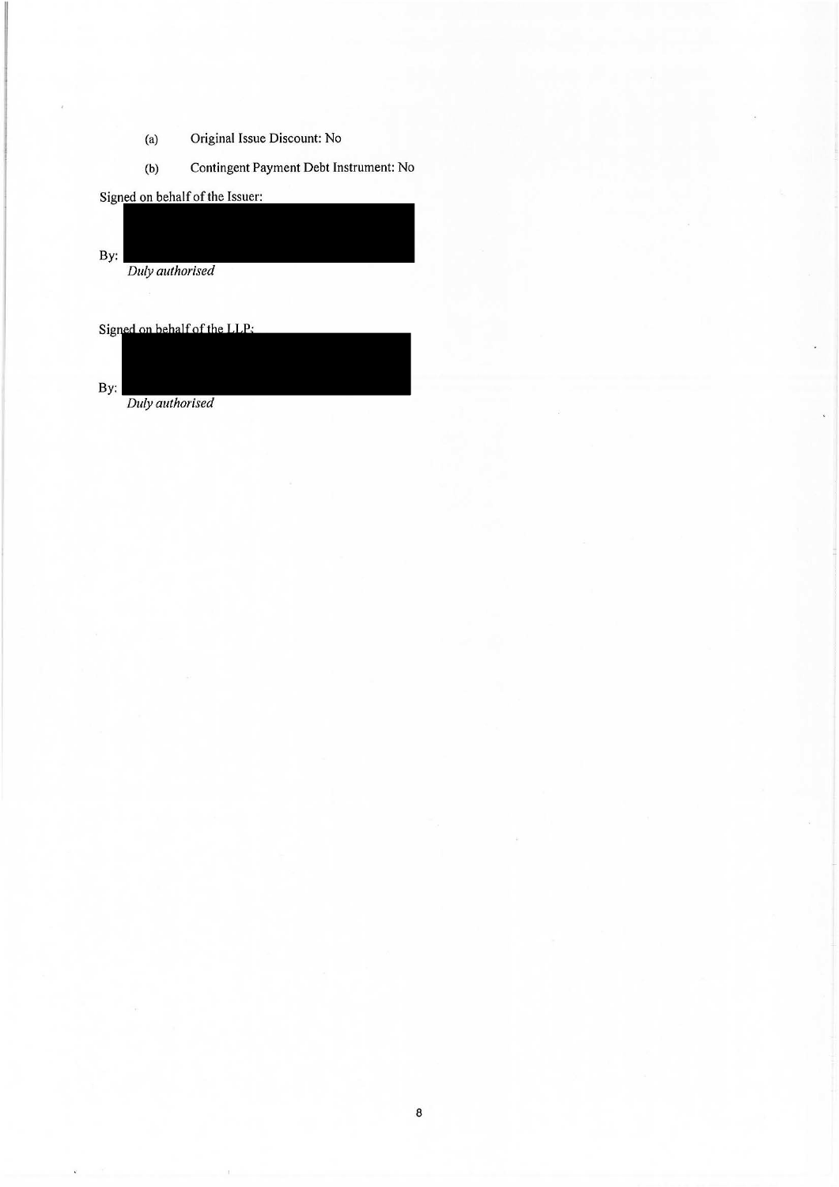(a) Original Issue Discount: No

(b) Contingent Payment Debt Instrument: No

Signed on behalf of the Issuer:

By:

*Duly authorised*

Signed on behalf of the LLP:

By:

*Duly authorised*